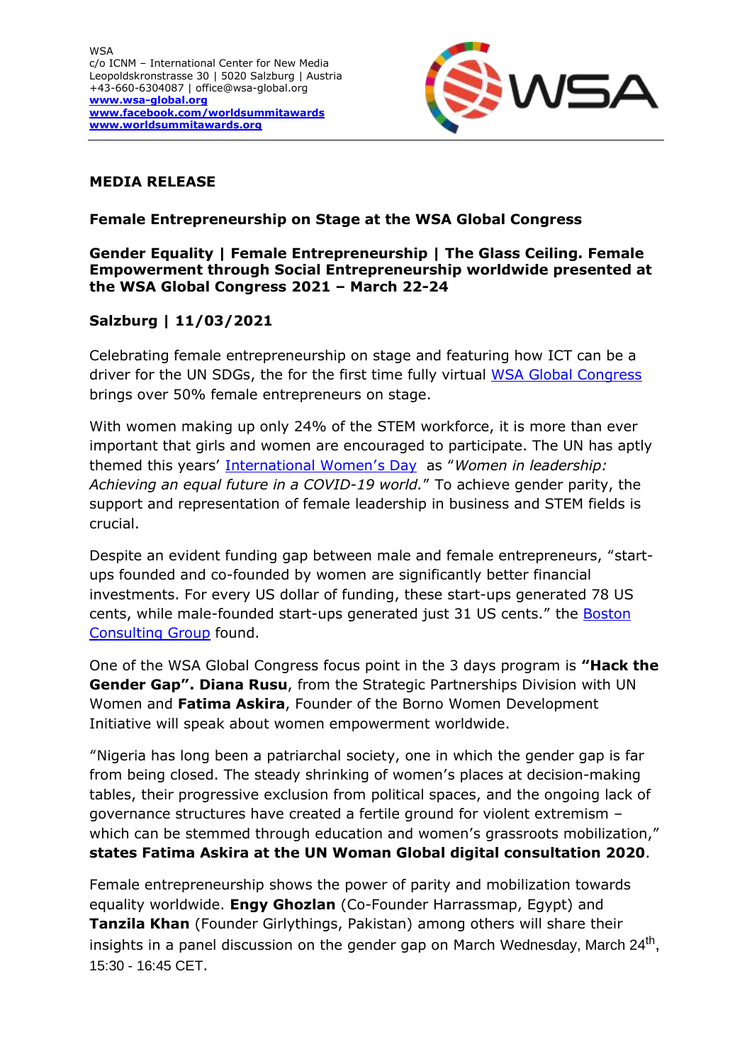WSA
c/o ICNM – International Center for New Media
Leopoldskronstrasse 30 | 5020 Salzburg | Austria
+43-660-6304087 | office@wsa-global.org
**www.wsa-global.org**
**www.facebook.com/worldsummitawards**
**www.worldsummitawards.org**

**MEDIA RELEASE**

**Female Entrepreneurship on Stage at the WSA Global Congress**

**Gender Equality | Female Entrepreneurship | The Glass Ceiling. Female Empowerment through Social Entrepreneurship worldwide presented at the WSA Global Congress 2021 – March 22-24**

**Salzburg | 11/03/2021**

Celebrating female entrepreneurship on stage and featuring how ICT can be a driver for the UN SDGs, the for the first time fully virtual WSA Global Congress brings over 50% female entrepreneurs on stage.

With women making up only 24% of the STEM workforce, it is more than ever important that girls and women are encouraged to participate. The UN has aptly themed this years' International Women's Day as "*Women in leadership: Achieving an equal future in a COVID-19 world.*" To achieve gender parity, the support and representation of female leadership in business and STEM fields is crucial.

Despite an evident funding gap between male and female entrepreneurs, "start-ups founded and co-founded by women are significantly better financial investments. For every US dollar of funding, these start-ups generated 78 US cents, while male-founded start-ups generated just 31 US cents." the Boston Consulting Group found.

One of the WSA Global Congress focus point in the 3 days program is **"Hack the Gender Gap". Diana Rusu**, from the Strategic Partnerships Division with UN Women and **Fatima Askira**, Founder of the Borno Women Development Initiative will speak about women empowerment worldwide.

"Nigeria has long been a patriarchal society, one in which the gender gap is far from being closed. The steady shrinking of women's places at decision-making tables, their progressive exclusion from political spaces, and the ongoing lack of governance structures have created a fertile ground for violent extremism – which can be stemmed through education and women's grassroots mobilization," **states Fatima Askira at the UN Woman Global digital consultation 2020**.

Female entrepreneurship shows the power of parity and mobilization towards equality worldwide. **Engy Ghozlan** (Co-Founder Harrassmap, Egypt) and **Tanzila Khan** (Founder Girlythings, Pakistan) among others will share their insights in a panel discussion on the gender gap on March Wednesday, March 24th, 15:30 - 16:45 CET.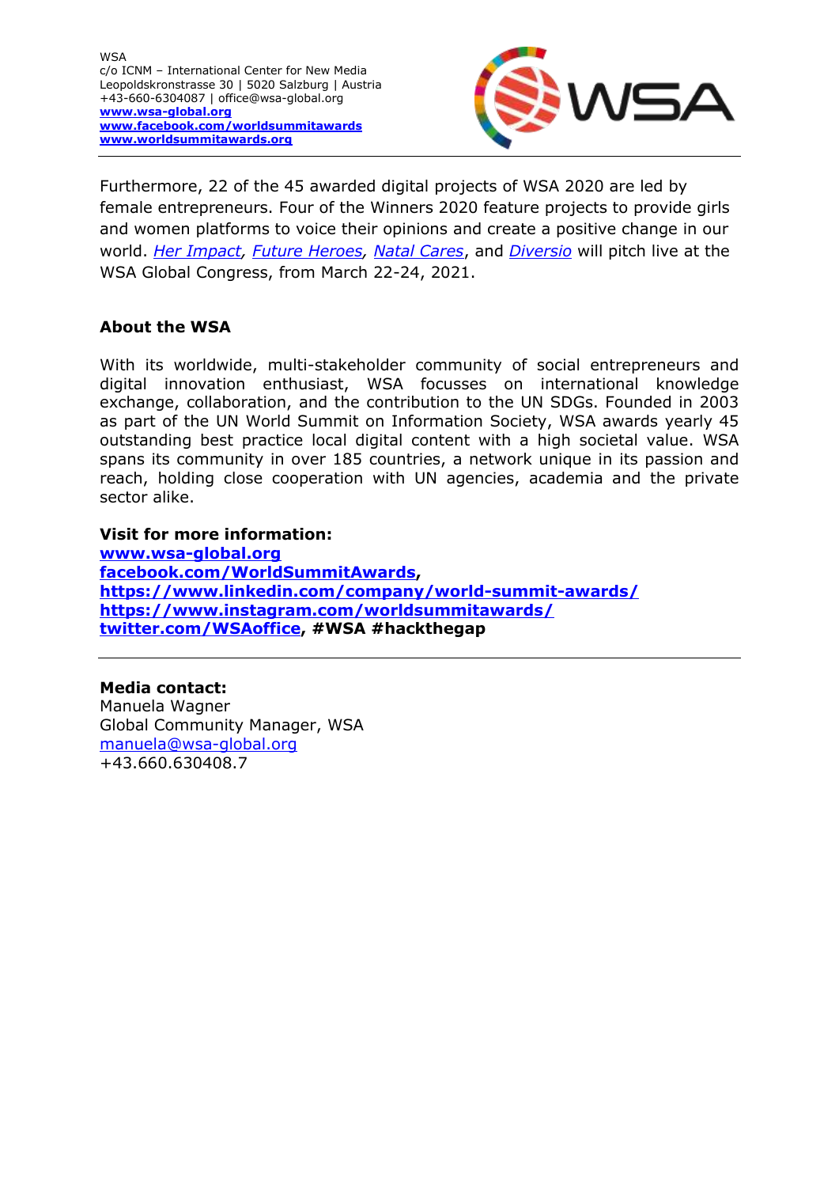WSA
c/o ICNM – International Center for New Media
Leopoldskronstrasse 30 | 5020 Salzburg | Austria
+43-660-6304087 | office@wsa-global.org
**www.wsa-global.org**
**www.facebook.com/worldsummitawards**
**www.worldsummitawards.org**

Furthermore, 22 of the 45 awarded digital projects of WSA 2020 are led by female entrepreneurs. Four of the Winners 2020 feature projects to provide girls and women platforms to voice their opinions and create a positive change in our world. *Her Impact*, *Future Heroes*, *Natal Cares*, and *Diversio* will pitch live at the WSA Global Congress, from March 22-24, 2021.

**About the WSA**

With its worldwide, multi-stakeholder community of social entrepreneurs and digital innovation enthusiast, WSA focusses on international knowledge exchange, collaboration, and the contribution to the UN SDGs. Founded in 2003 as part of the UN World Summit on Information Society, WSA awards yearly 45 outstanding best practice local digital content with a high societal value. WSA spans its community in over 185 countries, a network unique in its passion and reach, holding close cooperation with UN agencies, academia and the private sector alike.

**Visit for more information:**
**www.wsa-global.org**
**facebook.com/WorldSummitAwards**,
**https://www.linkedin.com/company/world-summit-awards/**
**https://www.instagram.com/worldsummitawards/**
**twitter.com/WSAoffice**, **#WSA #hackthegap**

---

**Media contact:**
Manuela Wagner
Global Community Manager, WSA
manuela@wsa-global.org
+43.660.630408.7